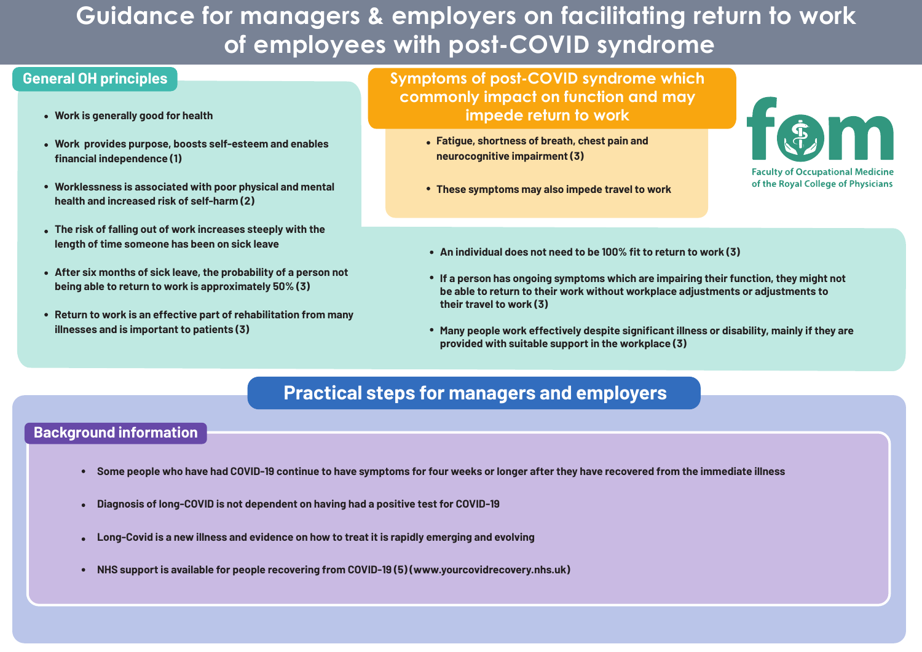# Guidance for managers & employers on facilitating return to work of employees with post-COVID syndrome

## General OH principles

- Work is generally good for health
- Work provides purpose, boosts self-esteem and enables financial independence (1)
- Worklessness is associated with poor physical and mental health and increased risk of self-harm (2)
- The risk of falling out of work increases steeply with the length of time someone has been on sick leave
- After six months of sick leave, the probability of a person not being able to return to work is approximately 50% (3)
- Return to work is an effective part of rehabilitation from many illnesses and is important to patients (3)
- An individual does not need to be 100% fit to return to work (3)
- If a person has ongoing symptoms which are impairing their function, they might not be able to return to their work without workplace adjustments or adjustments to their travel to work (3)
- Many people work effectively despite significant illness or disability, mainly if they are provided with suitable support in the workplace (3)

## Symptoms of post-COVID syndrome which commonly impact on function and may impede return to work

- Fatigue, shortness of breath, chest pain and neurocognitive impairment (3)
- These symptoms may also impede travel to work

Faculty of Occupational Medicine of the Royal College of Physicians

## Practical steps for managers and employers

### Background information

- Some people who have had COVID-19 continue to have symptoms for four weeks or longer after they have recovered from the immediate illness
- Diagnosis of long-COVID is not dependent on having had a positive test for COVID-19
- Long-Covid is a new illness and evidence on how to treat it is rapidly emerging and evolving
- NHS support is available for people recovering from COVID-19 (5) (www.yourcovidrecovery.nhs.uk)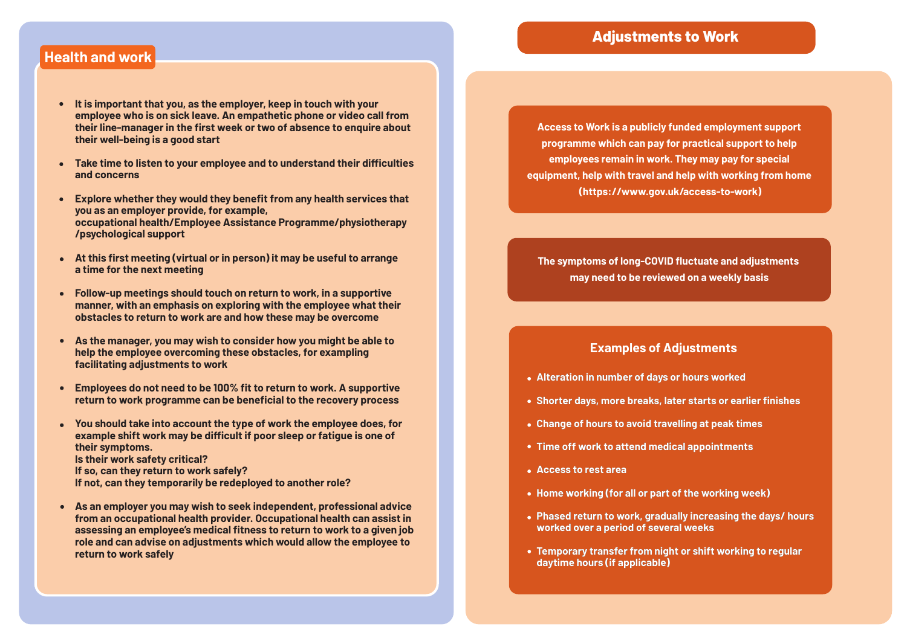## Health and work

- It is important that you, as the employer, keep in touch with your employee who is on sick leave. An empathetic phone or video call from their line-manager in the first week or two of absence to enquire about their well-being is a good start
- Take time to listen to your employee and to understand their difficulties and concerns
- Explore whether they would they benefit from any health services that you as an employer provide, for example, occupational health/Employee Assistance Programme/physiotherapy /psychological support
- At this first meeting (virtual or in person) it may be useful to arrange a time for the next meeting
- Follow-up meetings should touch on return to work, in a supportive manner, with an emphasis on exploring with the employee what their obstacles to return to work are and how these may be overcome
- As the manager, you may wish to consider how you might be able to help the employee overcoming these obstacles, for exampling facilitating adjustments to work
- Employees do not need to be 100% fit to return to work. A supportive return to work programme can be beneficial to the recovery process
- You should take into account the type of work the employee does, for example shift work may be difficult if poor sleep or fatigue is one of their symptoms.
  Is their work safety critical?
  If so, can they return to work safely?
  If not, can they temporarily be redeployed to another role?
- As an employer you may wish to seek independent, professional advice from an occupational health provider. Occupational health can assist in assessing an employee's medical fitness to return to work to a given job role and can advise on adjustments which would allow the employee to return to work safely

## Adjustments to Work

Access to Work is a publicly funded employment support programme which can pay for practical support to help employees remain in work. They may pay for special equipment, help with travel and help with working from home (https://www.gov.uk/access-to-work)

The symptoms of long-COVID fluctuate and adjustments may need to be reviewed on a weekly basis

### Examples of Adjustments

- Alteration in number of days or hours worked
- Shorter days, more breaks, later starts or earlier finishes
- Change of hours to avoid travelling at peak times
- Time off work to attend medical appointments
- Access to rest area
- Home working (for all or part of the working week)
- Phased return to work, gradually increasing the days/ hours worked over a period of several weeks
- Temporary transfer from night or shift working to regular daytime hours (if applicable)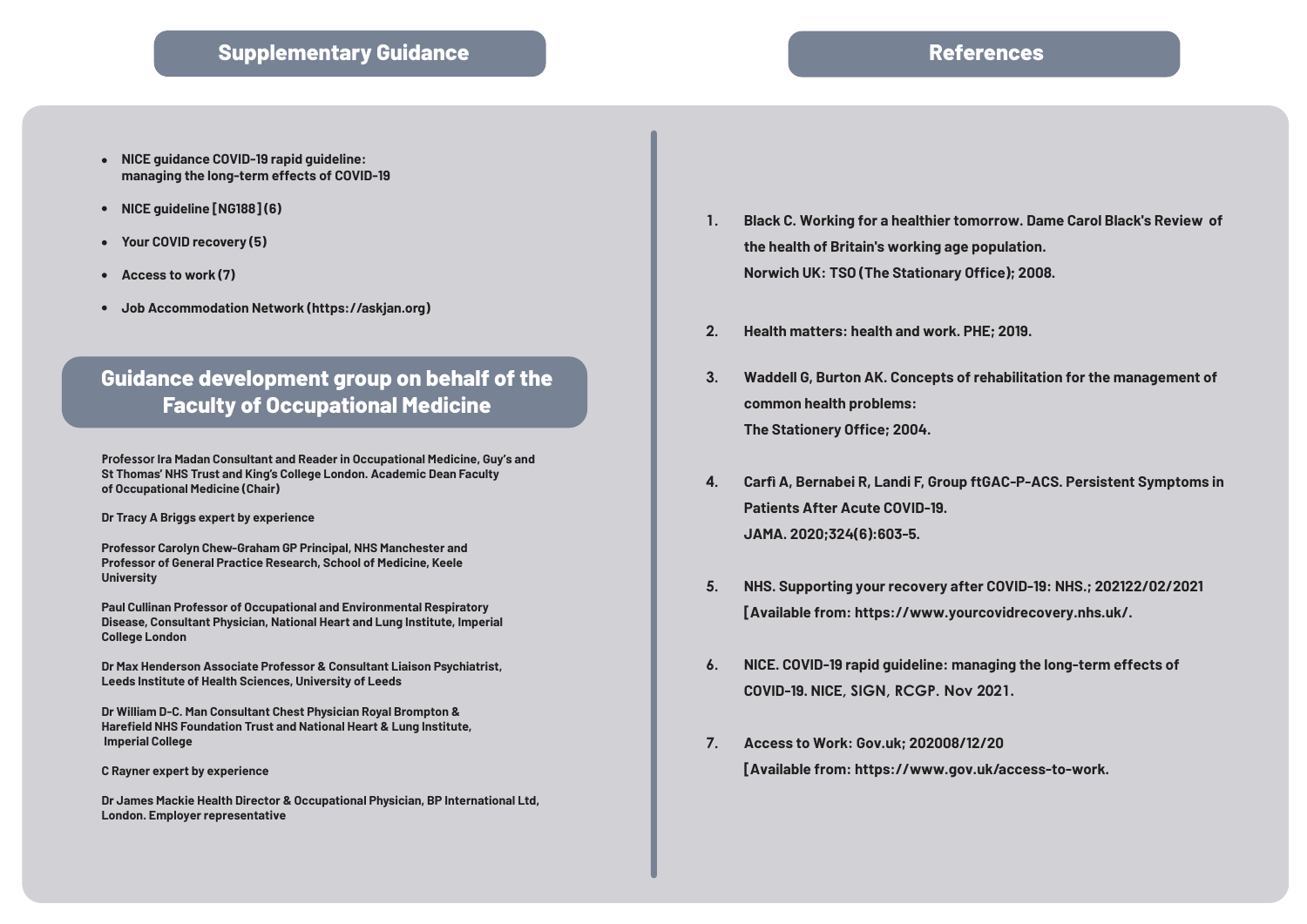## Supplementary Guidance

- NICE guidance COVID-19 rapid guideline: managing the long-term effects of COVID-19
- NICE guideline [NG188] (6)
- Your COVID recovery (5)
- Access to work (7)
- Job Accommodation Network (https://askjan.org)

## Guidance development group on behalf of the Faculty of Occupational Medicine

Professor Ira Madan Consultant and Reader in Occupational Medicine, Guy's and St Thomas' NHS Trust and King's College London. Academic Dean Faculty of Occupational Medicine (Chair)

Dr Tracy A Briggs expert by experience

Professor Carolyn Chew-Graham GP Principal, NHS Manchester and Professor of General Practice Research, School of Medicine, Keele University

Paul Cullinan Professor of Occupational and Environmental Respiratory Disease, Consultant Physician, National Heart and Lung Institute, Imperial College London

Dr Max Henderson Associate Professor & Consultant Liaison Psychiatrist, Leeds Institute of Health Sciences, University of Leeds

Dr William D-C. Man Consultant Chest Physician Royal Brompton & Harefield NHS Foundation Trust and National Heart & Lung Institute, Imperial College

C Rayner expert by experience

Dr James Mackie Health Director & Occupational Physician, BP International Ltd, London. Employer representative

## References

1. Black C. Working for a healthier tomorrow. Dame Carol Black's Review of the health of Britain's working age population. Norwich UK: TSO (The Stationary Office); 2008.
2. Health matters: health and work. PHE; 2019.
3. Waddell G, Burton AK. Concepts of rehabilitation for the management of common health problems: The Stationery Office; 2004.
4. Carfi A, Bernabei R, Landi F, Group ftGAC-P-ACS. Persistent Symptoms in Patients After Acute COVID-19. JAMA. 2020;324(6):603-5.
5. NHS. Supporting your recovery after COVID-19: NHS.; 202122/02/2021 [Available from: https://www.yourcovidrecovery.nhs.uk/.
6. NICE. COVID-19 rapid guideline: managing the long-term effects of COVID-19. NICE, SIGN, RCGP. Nov 2021.
7. Access to Work: Gov.uk; 202008/12/20 [Available from: https://www.gov.uk/access-to-work.